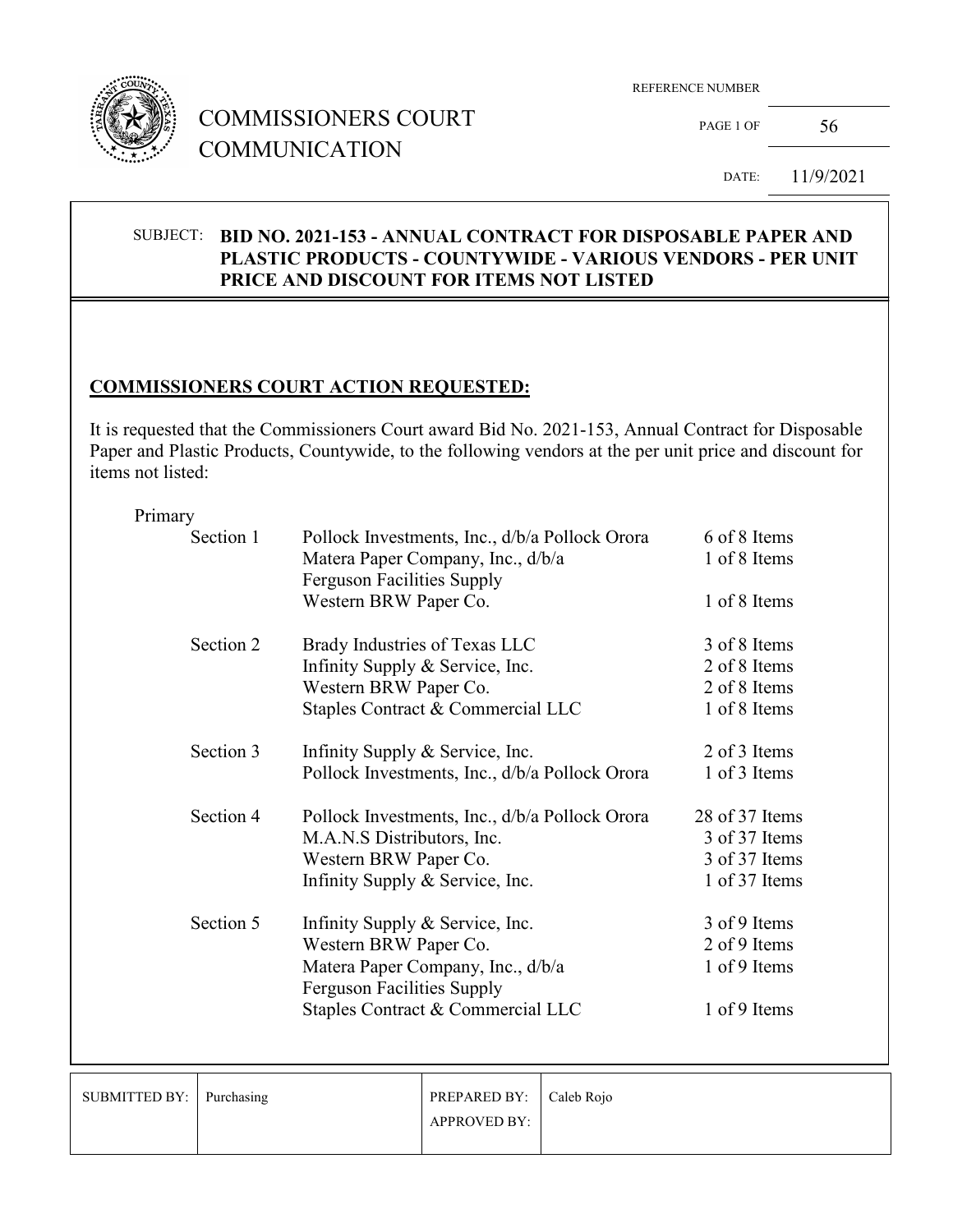# COMMISSIONERS COURT COMMUNICATION

REFERENCE NUMBER

PAGE 1 OF 56

DATE: 11/9/2021

SUBJECT: **BID NO. 2021-153 - ANNUAL CONTRACT FOR DISPOSABLE PAPER AND PLASTIC PRODUCTS - COUNTYWIDE - VARIOUS VENDORS - PER UNIT PRICE AND DISCOUNT FOR ITEMS NOT LISTED**

## COMMISSIONERS COURT ACTION REQUESTED:

It is requested that the Commissioners Court award Bid No. 2021-153, Annual Contract for Disposable Paper and Plastic Products, Countywide, to the following vendors at the per unit price and discount for items not listed:

Primary

| Section | Vendor | Items |
|---|---|---|
| Section 1 | Pollock Investments, Inc., d/b/a Pollock Orora | 6 of 8 Items |
| | Matera Paper Company, Inc., d/b/a Ferguson Facilities Supply | 1 of 8 Items |
| | Western BRW Paper Co. | 1 of 8 Items |
| Section 2 | Brady Industries of Texas LLC | 3 of 8 Items |
| | Infinity Supply & Service, Inc. | 2 of 8 Items |
| | Western BRW Paper Co. | 2 of 8 Items |
| | Staples Contract & Commercial LLC | 1 of 8 Items |
| Section 3 | Infinity Supply & Service, Inc. | 2 of 3 Items |
| | Pollock Investments, Inc., d/b/a Pollock Orora | 1 of 3 Items |
| Section 4 | Pollock Investments, Inc., d/b/a Pollock Orora | 28 of 37 Items |
| | M.A.N.S Distributors, Inc. | 3 of 37 Items |
| | Western BRW Paper Co. | 3 of 37 Items |
| | Infinity Supply & Service, Inc. | 1 of 37 Items |
| Section 5 | Infinity Supply & Service, Inc. | 3 of 9 Items |
| | Western BRW Paper Co. | 2 of 9 Items |
| | Matera Paper Company, Inc., d/b/a Ferguson Facilities Supply | 1 of 9 Items |
| | Staples Contract & Commercial LLC | 1 of 9 Items |

| SUBMITTED BY: | Purchasing | PREPARED BY: | Caleb Rojo |
|---|---|---|---|
| | | APPROVED BY: | |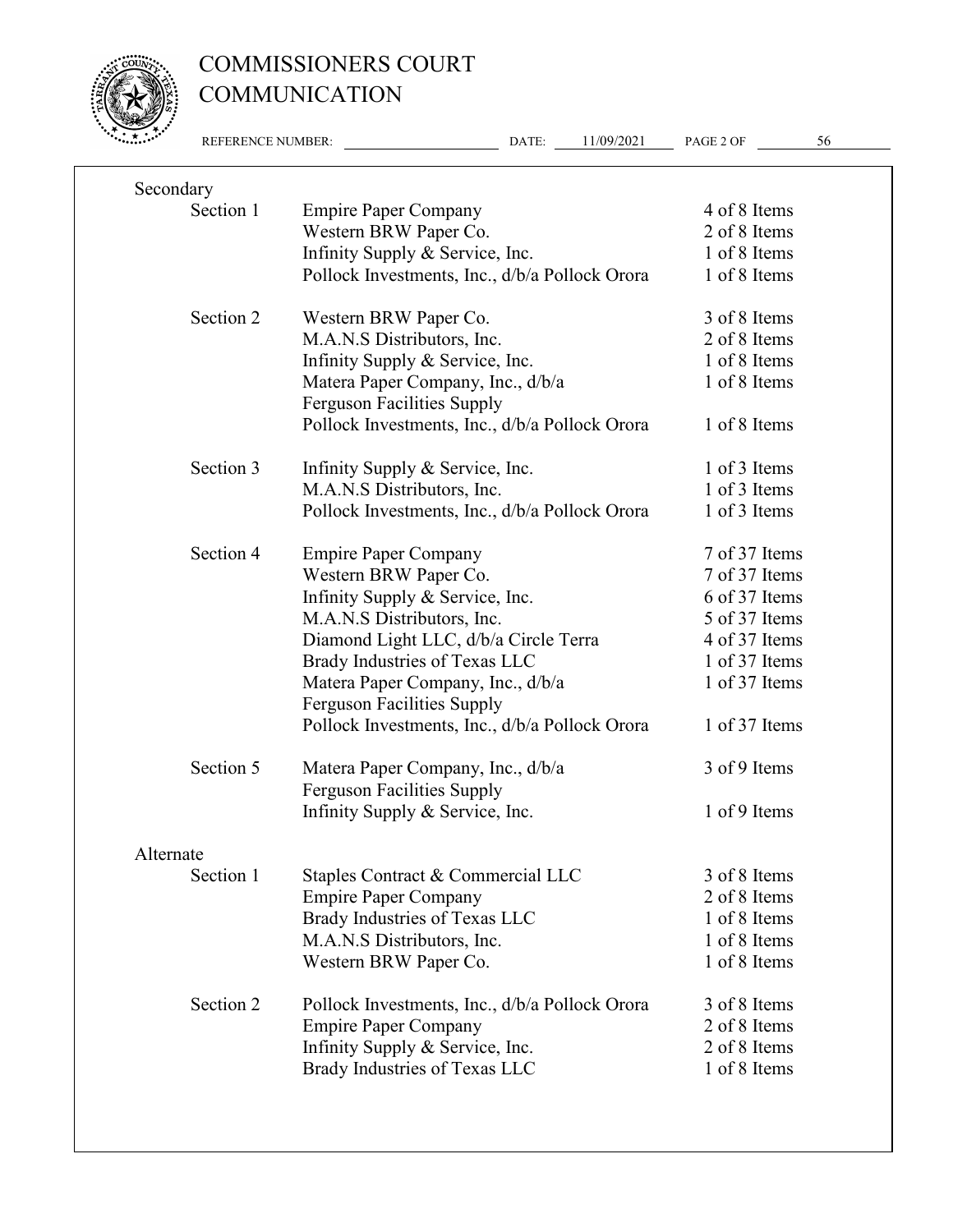| | | |
|---|---|---|
| **Secondary** | | |
| Section 1 | Empire Paper Company | 4 of 8 Items |
| | Western BRW Paper Co. | 2 of 8 Items |
| | Infinity Supply & Service, Inc. | 1 of 8 Items |
| | Pollock Investments, Inc., d/b/a Pollock Orora | 1 of 8 Items |
| Section 2 | Western BRW Paper Co. | 3 of 8 Items |
| | M.A.N.S Distributors, Inc. | 2 of 8 Items |
| | Infinity Supply & Service, Inc. | 1 of 8 Items |
| | Matera Paper Company, Inc., d/b/a Ferguson Facilities Supply | 1 of 8 Items |
| | Pollock Investments, Inc., d/b/a Pollock Orora | 1 of 8 Items |
| Section 3 | Infinity Supply & Service, Inc. | 1 of 3 Items |
| | M.A.N.S Distributors, Inc. | 1 of 3 Items |
| | Pollock Investments, Inc., d/b/a Pollock Orora | 1 of 3 Items |
| Section 4 | Empire Paper Company | 7 of 37 Items |
| | Western BRW Paper Co. | 7 of 37 Items |
| | Infinity Supply & Service, Inc. | 6 of 37 Items |
| | M.A.N.S Distributors, Inc. | 5 of 37 Items |
| | Diamond Light LLC, d/b/a Circle Terra | 4 of 37 Items |
| | Brady Industries of Texas LLC | 1 of 37 Items |
| | Matera Paper Company, Inc., d/b/a Ferguson Facilities Supply | 1 of 37 Items |
| | Pollock Investments, Inc., d/b/a Pollock Orora | 1 of 37 Items |
| Section 5 | Matera Paper Company, Inc., d/b/a Ferguson Facilities Supply | 3 of 9 Items |
| | Infinity Supply & Service, Inc. | 1 of 9 Items |
| **Alternate** | | |
| Section 1 | Staples Contract & Commercial LLC | 3 of 8 Items |
| | Empire Paper Company | 2 of 8 Items |
| | Brady Industries of Texas LLC | 1 of 8 Items |
| | M.A.N.S Distributors, Inc. | 1 of 8 Items |
| | Western BRW Paper Co. | 1 of 8 Items |
| Section 2 | Pollock Investments, Inc., d/b/a Pollock Orora | 3 of 8 Items |
| | Empire Paper Company | 2 of 8 Items |
| | Infinity Supply & Service, Inc. | 2 of 8 Items |
| | Brady Industries of Texas LLC | 1 of 8 Items |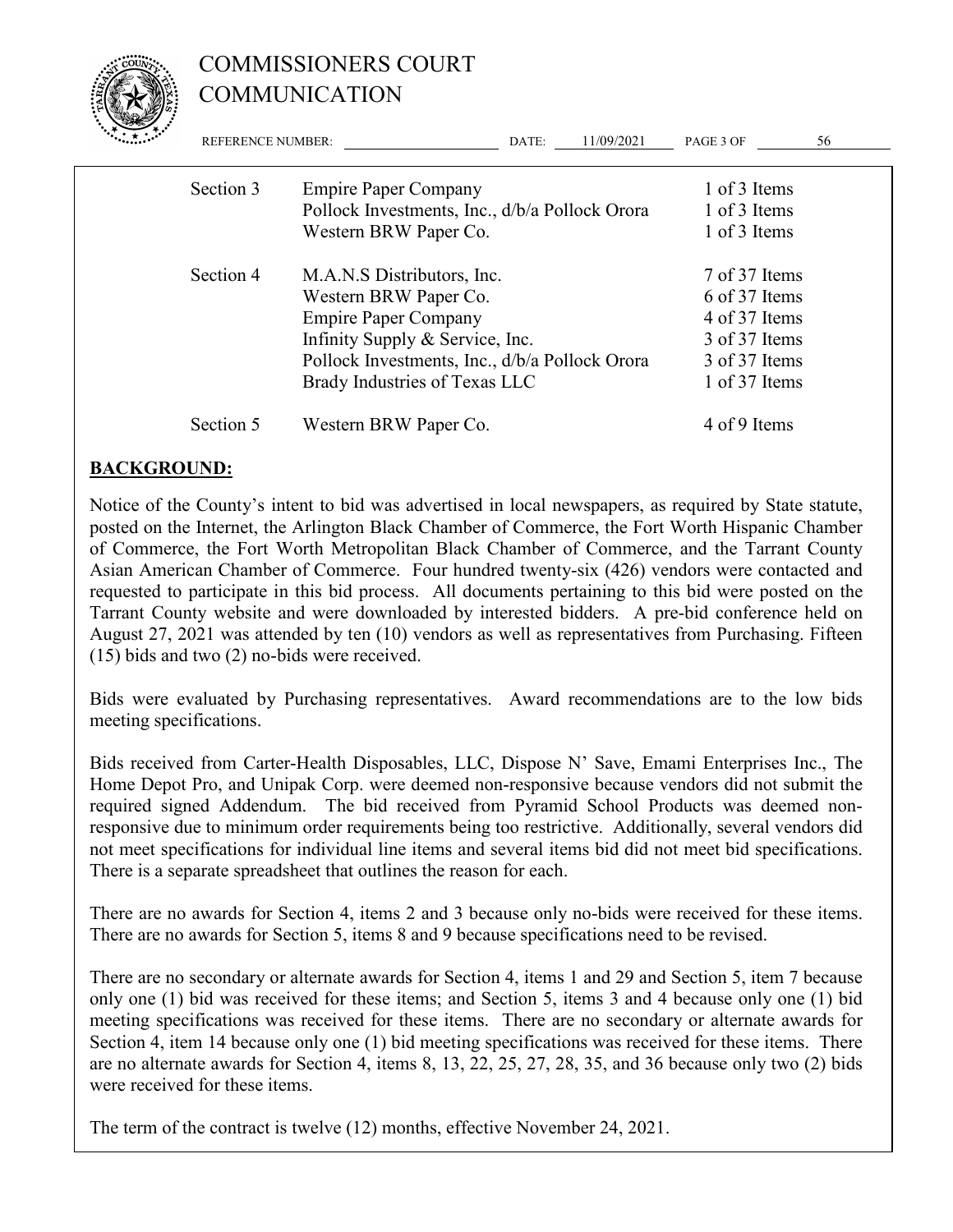| | | |
|---|---|---|
| Section 3 | Empire Paper Company | 1 of 3 Items |
| | Pollock Investments, Inc., d/b/a Pollock Orora | 1 of 3 Items |
| | Western BRW Paper Co. | 1 of 3 Items |
| Section 4 | M.A.N.S Distributors, Inc. | 7 of 37 Items |
| | Western BRW Paper Co. | 6 of 37 Items |
| | Empire Paper Company | 4 of 37 Items |
| | Infinity Supply & Service, Inc. | 3 of 37 Items |
| | Pollock Investments, Inc., d/b/a Pollock Orora | 3 of 37 Items |
| | Brady Industries of Texas LLC | 1 of 37 Items |
| Section 5 | Western BRW Paper Co. | 4 of 9 Items |

## BACKGROUND:

Notice of the County's intent to bid was advertised in local newspapers, as required by State statute, posted on the Internet, the Arlington Black Chamber of Commerce, the Fort Worth Hispanic Chamber of Commerce, the Fort Worth Metropolitan Black Chamber of Commerce, and the Tarrant County Asian American Chamber of Commerce. Four hundred twenty-six (426) vendors were contacted and requested to participate in this bid process. All documents pertaining to this bid were posted on the Tarrant County website and were downloaded by interested bidders. A pre-bid conference held on August 27, 2021 was attended by ten (10) vendors as well as representatives from Purchasing. Fifteen (15) bids and two (2) no-bids were received.

Bids were evaluated by Purchasing representatives. Award recommendations are to the low bids meeting specifications.

Bids received from Carter-Health Disposables, LLC, Dispose N' Save, Emami Enterprises Inc., The Home Depot Pro, and Unipak Corp. were deemed non-responsive because vendors did not submit the required signed Addendum. The bid received from Pyramid School Products was deemed non-responsive due to minimum order requirements being too restrictive. Additionally, several vendors did not meet specifications for individual line items and several items bid did not meet bid specifications. There is a separate spreadsheet that outlines the reason for each.

There are no awards for Section 4, items 2 and 3 because only no-bids were received for these items. There are no awards for Section 5, items 8 and 9 because specifications need to be revised.

There are no secondary or alternate awards for Section 4, items 1 and 29 and Section 5, item 7 because only one (1) bid was received for these items; and Section 5, items 3 and 4 because only one (1) bid meeting specifications was received for these items. There are no secondary or alternate awards for Section 4, item 14 because only one (1) bid meeting specifications was received for these items. There are no alternate awards for Section 4, items 8, 13, 22, 25, 27, 28, 35, and 36 because only two (2) bids were received for these items.

The term of the contract is twelve (12) months, effective November 24, 2021.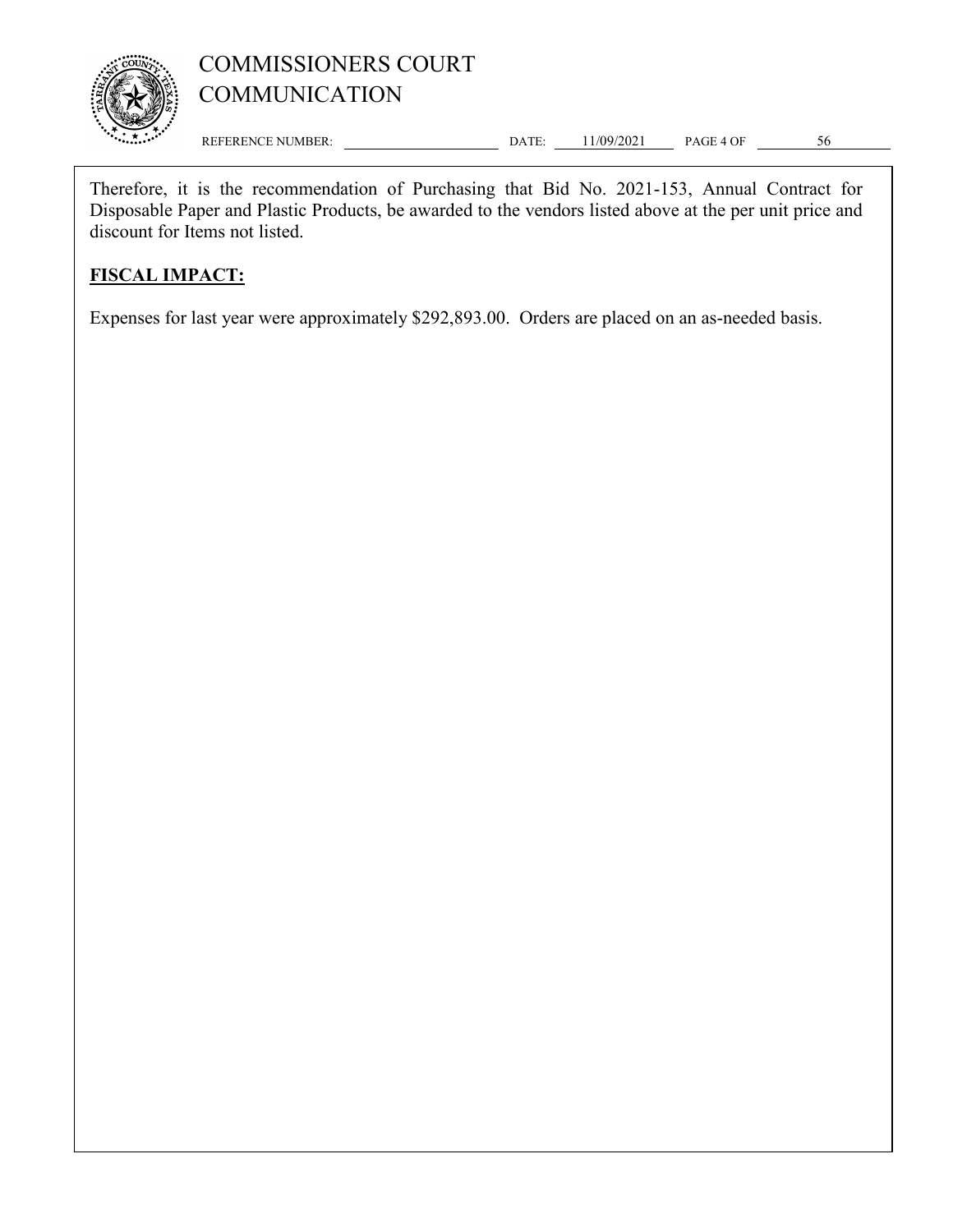Therefore, it is the recommendation of Purchasing that Bid No. 2021-153, Annual Contract for Disposable Paper and Plastic Products, be awarded to the vendors listed above at the per unit price and discount for Items not listed.

**FISCAL IMPACT:**

Expenses for last year were approximately $292,893.00. Orders are placed on an as-needed basis.